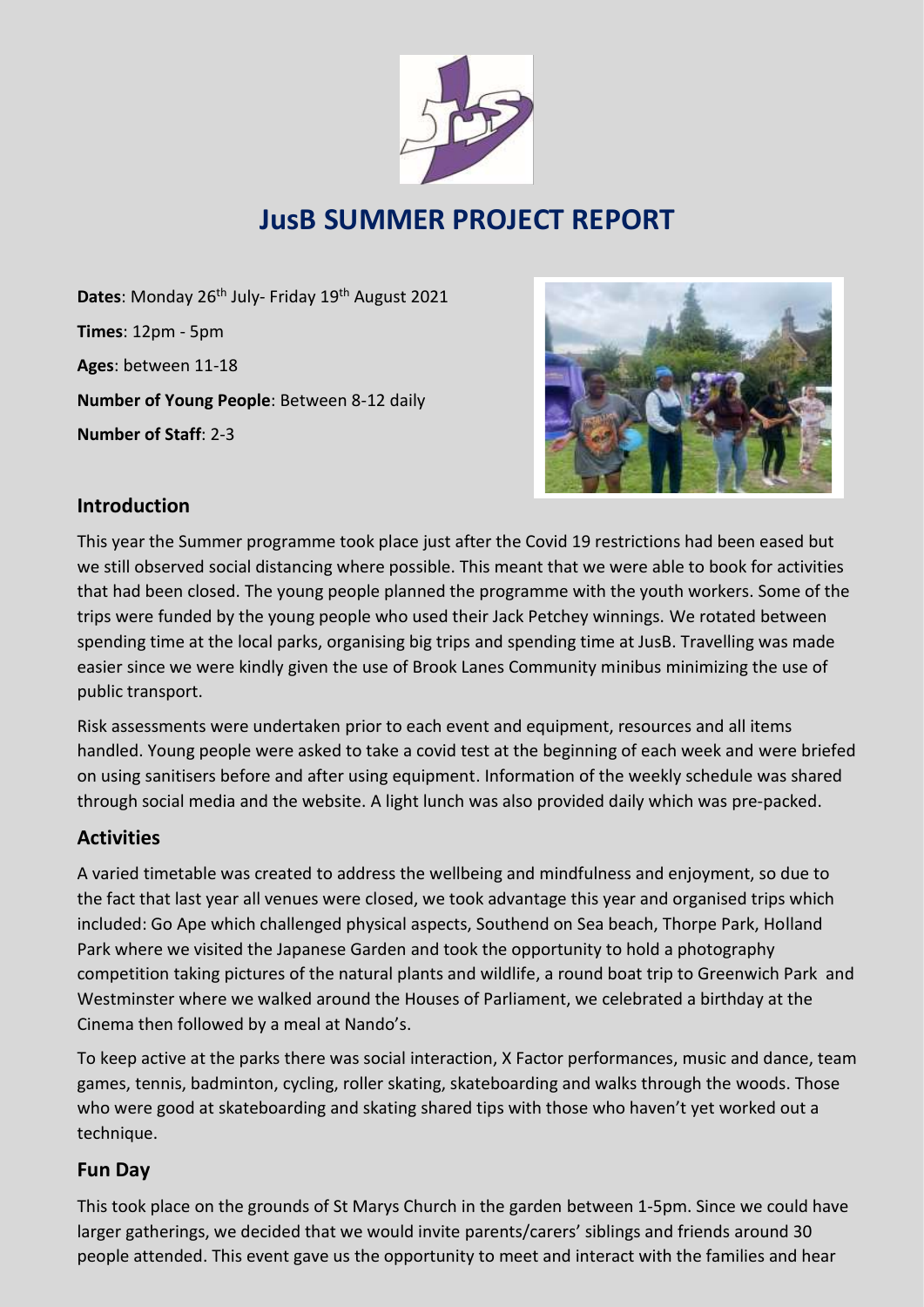# JusB SUMMER PROJECT REPORT

**Dates**: Monday 26th July- Friday 19th August 2021

**Times**: 12pm - 5pm

**Ages**: between 11-18

**Number of Young People**: Between 8-12 daily

**Number of Staff**: 2-3

## Introduction

This year the Summer programme took place just after the Covid 19 restrictions had been eased but we still observed social distancing where possible. This meant that we were able to book for activities that had been closed. The young people planned the programme with the youth workers. Some of the trips were funded by the young people who used their Jack Petchey winnings. We rotated between spending time at the local parks, organising big trips and spending time at JusB. Travelling was made easier since we were kindly given the use of Brook Lanes Community minibus minimizing the use of public transport.

Risk assessments were undertaken prior to each event and equipment, resources and all items handled. Young people were asked to take a covid test at the beginning of each week and were briefed on using sanitisers before and after using equipment. Information of the weekly schedule was shared through social media and the website. A light lunch was also provided daily which was pre-packed.

## Activities

A varied timetable was created to address the wellbeing and mindfulness and enjoyment, so due to the fact that last year all venues were closed, we took advantage this year and organised trips which included: Go Ape which challenged physical aspects, Southend on Sea beach, Thorpe Park, Holland Park where we visited the Japanese Garden and took the opportunity to hold a photography competition taking pictures of the natural plants and wildlife, a round boat trip to Greenwich Park and Westminster where we walked around the Houses of Parliament, we celebrated a birthday at the Cinema then followed by a meal at Nando's.

To keep active at the parks there was social interaction, X Factor performances, music and dance, team games, tennis, badminton, cycling, roller skating, skateboarding and walks through the woods. Those who were good at skateboarding and skating shared tips with those who haven't yet worked out a technique.

## Fun Day

This took place on the grounds of St Marys Church in the garden between 1-5pm. Since we could have larger gatherings, we decided that we would invite parents/carers' siblings and friends around 30 people attended. This event gave us the opportunity to meet and interact with the families and hear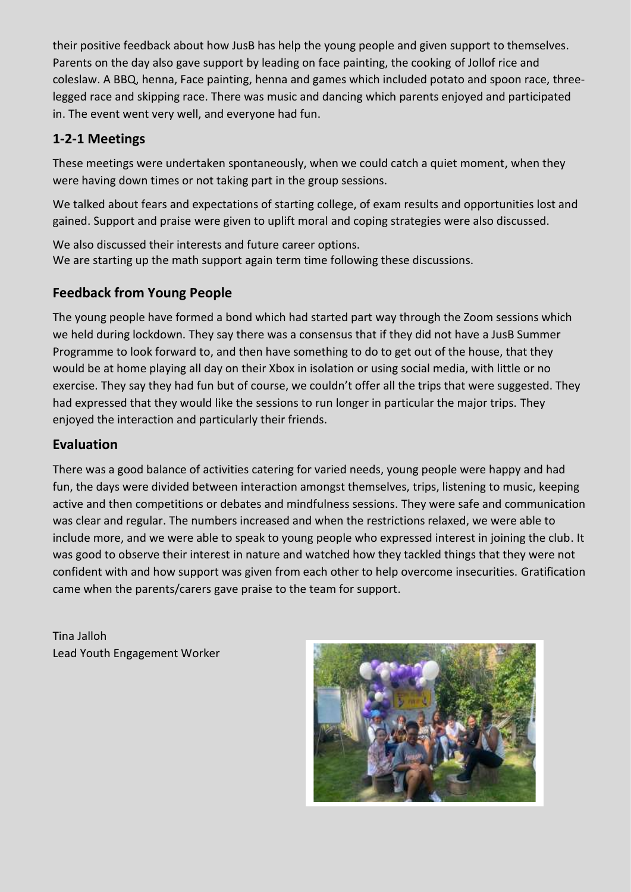their positive feedback about how JusB has help the young people and given support to themselves. Parents on the day also gave support by leading on face painting, the cooking of Jollof rice and coleslaw. A BBQ, henna, Face painting, henna and games which included potato and spoon race, three-legged race and skipping race. There was music and dancing which parents enjoyed and participated in. The event went very well, and everyone had fun.

## 1-2-1 Meetings

These meetings were undertaken spontaneously, when we could catch a quiet moment, when they were having down times or not taking part in the group sessions.

We talked about fears and expectations of starting college, of exam results and opportunities lost and gained. Support and praise were given to uplift moral and coping strategies were also discussed.

We also discussed their interests and future career options.
We are starting up the math support again term time following these discussions.

## Feedback from Young People

The young people have formed a bond which had started part way through the Zoom sessions which we held during lockdown. They say there was a consensus that if they did not have a JusB Summer Programme to look forward to, and then have something to do to get out of the house, that they would be at home playing all day on their Xbox in isolation or using social media, with little or no exercise. They say they had fun but of course, we couldn't offer all the trips that were suggested. They had expressed that they would like the sessions to run longer in particular the major trips. They enjoyed the interaction and particularly their friends.

## Evaluation

There was a good balance of activities catering for varied needs, young people were happy and had fun, the days were divided between interaction amongst themselves, trips, listening to music, keeping active and then competitions or debates and mindfulness sessions. They were safe and communication was clear and regular. The numbers increased and when the restrictions relaxed, we were able to include more, and we were able to speak to young people who expressed interest in joining the club. It was good to observe their interest in nature and watched how they tackled things that they were not confident with and how support was given from each other to help overcome insecurities. Gratification came when the parents/carers gave praise to the team for support.

Tina Jalloh
Lead Youth Engagement Worker